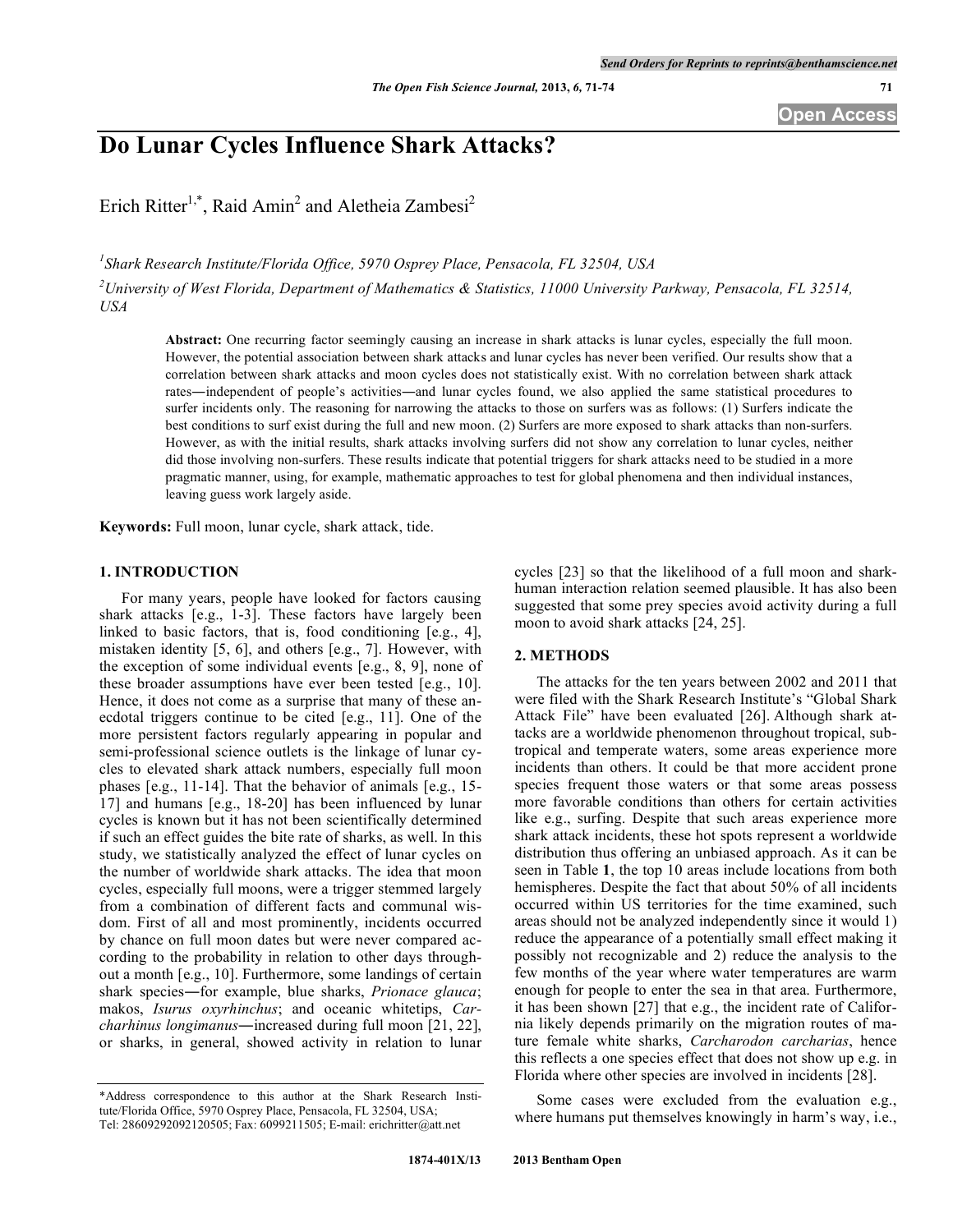# Do Lunar Cycles Influence Shark Attacks?

Erich Ritter[1,*], Raid Amin[2] and Aletheia Zambesi[2]

[1]*Shark Research Institute/Florida Office, 5970 Osprey Place, Pensacola, FL 32504, USA*

[2]*University of West Florida, Department of Mathematics & Statistics, 11000 University Parkway, Pensacola, FL 32514, USA*

**Abstract:** One recurring factor seemingly causing an increase in shark attacks is lunar cycles, especially the full moon. However, the potential association between shark attacks and lunar cycles has never been verified. Our results show that a correlation between shark attacks and moon cycles does not statistically exist. With no correlation between shark attack rates―independent of people's activities―and lunar cycles found, we also applied the same statistical procedures to surfer incidents only. The reasoning for narrowing the attacks to those on surfers was as follows: (1) Surfers indicate the best conditions to surf exist during the full and new moon. (2) Surfers are more exposed to shark attacks than non-surfers. However, as with the initial results, shark attacks involving surfers did not show any correlation to lunar cycles, neither did those involving non-surfers. These results indicate that potential triggers for shark attacks need to be studied in a more pragmatic manner, using, for example, mathematic approaches to test for global phenomena and then individual instances, leaving guess work largely aside.

**Keywords:** Full moon, lunar cycle, shark attack, tide.

## 1. INTRODUCTION

For many years, people have looked for factors causing shark attacks [e.g., 1-3]. These factors have largely been linked to basic factors, that is, food conditioning [e.g., 4], mistaken identity [5, 6], and others [e.g., 7]. However, with the exception of some individual events [e.g., 8, 9], none of these broader assumptions have ever been tested [e.g., 10]. Hence, it does not come as a surprise that many of these anecdotal triggers continue to be cited [e.g., 11]. One of the more persistent factors regularly appearing in popular and semi-professional science outlets is the linkage of lunar cycles to elevated shark attack numbers, especially full moon phases [e.g., 11-14]. That the behavior of animals [e.g., 15-17] and humans [e.g., 18-20] has been influenced by lunar cycles is known but it has not been scientifically determined if such an effect guides the bite rate of sharks, as well. In this study, we statistically analyzed the effect of lunar cycles on the number of worldwide shark attacks. The idea that moon cycles, especially full moons, were a trigger stemmed largely from a combination of different facts and communal wisdom. First of all and most prominently, incidents occurred by chance on full moon dates but were never compared according to the probability in relation to other days throughout a month [e.g., 10]. Furthermore, some landings of certain shark species―for example, blue sharks, *Prionace glauca*; makos, *Isurus oxyrhinchus*; and oceanic whitetips, *Carcharhinus longimanus*―increased during full moon [21, 22], or sharks, in general, showed activity in relation to lunar cycles [23] so that the likelihood of a full moon and shark-human interaction relation seemed plausible. It has also been suggested that some prey species avoid activity during a full moon to avoid shark attacks [24, 25].

## 2. METHODS

The attacks for the ten years between 2002 and 2011 that were filed with the Shark Research Institute's "Global Shark Attack File" have been evaluated [26]. Although shark attacks are a worldwide phenomenon throughout tropical, subtropical and temperate waters, some areas experience more incidents than others. It could be that more accident prone species frequent those waters or that some areas possess more favorable conditions than others for certain activities like e.g., surfing. Despite that such areas experience more shark attack incidents, these hot spots represent a worldwide distribution thus offering an unbiased approach. As it can be seen in Table **1**, the top 10 areas include locations from both hemispheres. Despite the fact that about 50% of all incidents occurred within US territories for the time examined, such areas should not be analyzed independently since it would 1) reduce the appearance of a potentially small effect making it possibly not recognizable and 2) reduce the analysis to the few months of the year where water temperatures are warm enough for people to enter the sea in that area. Furthermore, it has been shown [27] that e.g., the incident rate of California likely depends primarily on the migration routes of mature female white sharks, *Carcharodon carcharias*, hence this reflects a one species effect that does not show up e.g. in Florida where other species are involved in incidents [28].

Some cases were excluded from the evaluation e.g., where humans put themselves knowingly in harm's way, i.e.,

\*Address correspondence to this author at the Shark Research Institute/Florida Office, 5970 Osprey Place, Pensacola, FL 32504, USA; Tel: 28609292092120505; Fax: 6099211505; E-mail: erichritter@att.net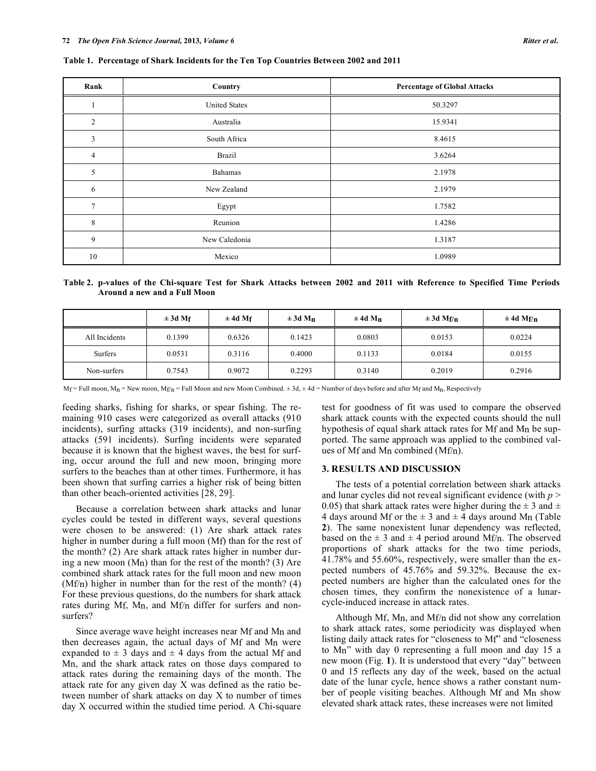**Table 1. Percentage of Shark Incidents for the Ten Top Countries Between 2002 and 2011**

| Rank | Country | Percentage of Global Attacks |
|---|---|---|
| 1 | United States | 50.3297 |
| 2 | Australia | 15.9341 |
| 3 | South Africa | 8.4615 |
| 4 | Brazil | 3.6264 |
| 5 | Bahamas | 2.1978 |
| 6 | New Zealand | 2.1979 |
| 7 | Egypt | 1.7582 |
| 8 | Reunion | 1.4286 |
| 9 | New Caledonia | 1.3187 |
| 10 | Mexico | 1.0989 |

**Table 2. p-values of the Chi-square Test for Shark Attacks between 2002 and 2011 with Reference to Specified Time Periods Around a new and a Full Moon**

| | ± 3d $M_f$ | ± 4d $M_f$ | ± 3d $M_n$ | ± 4d $M_n$ | ± 3d $M_{f/n}$ | ± 4d $M_{f/n}$ |
|---|---|---|---|---|---|---|
| All Incidents | 0.1399 | 0.6326 | 0.1423 | 0.0803 | 0.0153 | 0.0224 |
| Surfers | 0.0531 | 0.3116 | 0.4000 | 0.1133 | 0.0184 | 0.0155 |
| Non-surfers | 0.7543 | 0.9072 | 0.2293 | 0.3140 | 0.2019 | 0.2916 |

$M_f$ = Full moon, $M_n$ = New moon, $M_{f/n}$ = Full Moon and new Moon Combined. ± 3d, ± 4d = Number of days before and after $M_f$ and $M_n$, Respectively

feeding sharks, fishing for sharks, or spear fishing. The remaining 910 cases were categorized as overall attacks (910 incidents), surfing attacks (319 incidents), and non-surfing attacks (591 incidents). Surfing incidents were separated because it is known that the highest waves, the best for surfing, occur around the full and new moon, bringing more surfers to the beaches than at other times. Furthermore, it has been shown that surfing carries a higher risk of being bitten than other beach-oriented activities [28, 29].

Because a correlation between shark attacks and lunar cycles could be tested in different ways, several questions were chosen to be answered: (1) Are shark attack rates higher in number during a full moon ($M_f$) than for the rest of the month? (2) Are shark attack rates higher in number during a new moon ($M_n$) than for the rest of the month? (3) Are combined shark attack rates for the full moon and new moon ($M_{f/n}$) higher in number than for the rest of the month? (4) For these previous questions, do the numbers for shark attack rates during $M_f$, $M_n$, and $M_{f/n}$ differ for surfers and non-surfers?

Since average wave height increases near $M_f$ and $M_n$ and then decreases again, the actual days of $M_f$ and $M_n$ were expanded to ± 3 days and ± 4 days from the actual $M_f$ and $M_n$, and the shark attack rates on those days compared to attack rates during the remaining days of the month. The attack rate for any given day X was defined as the ratio between number of shark attacks on day X to number of times day X occurred within the studied time period. A Chi-square test for goodness of fit was used to compare the observed shark attack counts with the expected counts should the null hypothesis of equal shark attack rates for $M_f$ and $M_n$ be supported. The same approach was applied to the combined values of $M_f$ and $M_n$ combined ($M_{f/n}$).

## 3. RESULTS AND DISCUSSION

The tests of a potential correlation between shark attacks and lunar cycles did not reveal significant evidence (with $p > 0.05$) that shark attack rates were higher during the ± 3 and ± 4 days around $M_f$ or the ± 3 and ± 4 days around $M_n$ (Table **2**). The same nonexistent lunar dependency was reflected, based on the ± 3 and ± 4 period around $M_{f/n}$. The observed proportions of shark attacks for the two time periods, 41.78% and 55.60%, respectively, were smaller than the expected numbers of 45.76% and 59.32%. Because the expected numbers are higher than the calculated ones for the chosen times, they confirm the nonexistence of a lunar-cycle-induced increase in attack rates.

Although $M_f$, $M_n$, and $M_{f/n}$ did not show any correlation to shark attack rates, some periodicity was displayed when listing daily attack rates for "closeness to $M_f$" and "closeness to $M_n$" with day 0 representing a full moon and day 15 a new moon (Fig. **1**). It is understood that every "day" between 0 and 15 reflects any day of the week, based on the actual date of the lunar cycle, hence shows a rather constant number of people visiting beaches. Although $M_f$ and $M_n$ show elevated shark attack rates, these increases were not limited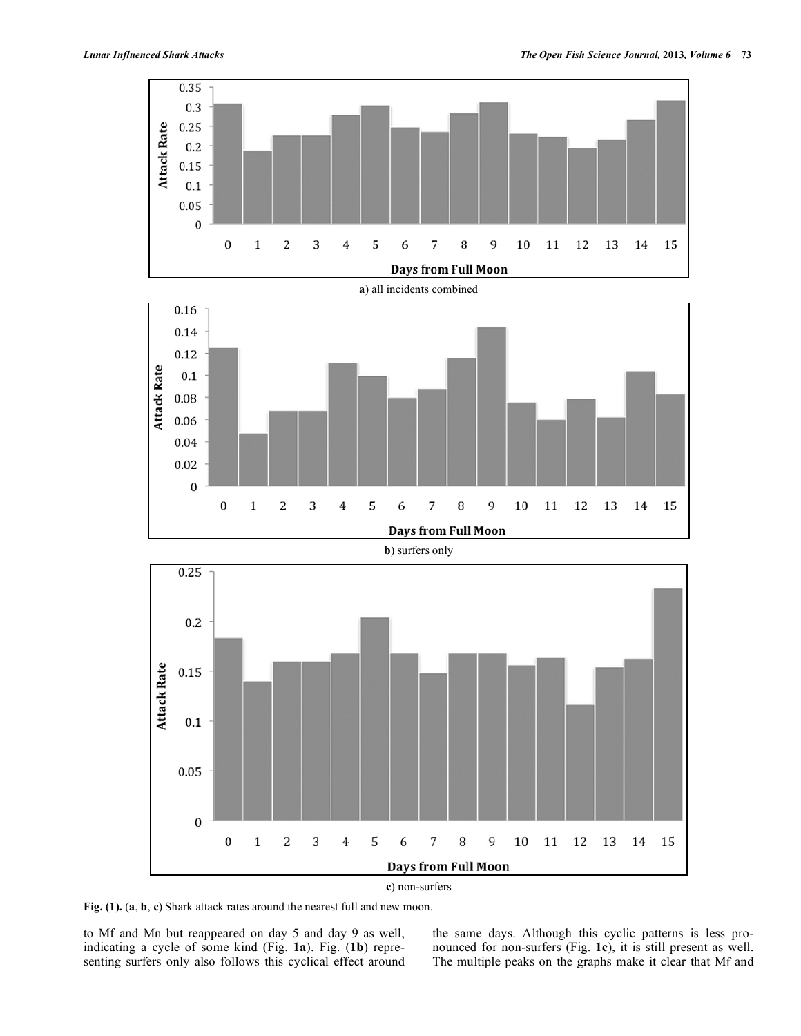**Fig. (1).** (**a**, **b**, **c**) Shark attack rates around the nearest full and new moon.

a) all incidents combined

b) surfers only

c) non-surfers

to Mf and Mn but reappeared on day 5 and day 9 as well, indicating a cycle of some kind (Fig. **1a**). Fig. (**1b**) representing surfers only also follows this cyclical effect around the same days. Although this cyclic patterns is less pronounced for non-surfers (Fig. **1c**), it is still present as well. The multiple peaks on the graphs make it clear that Mf and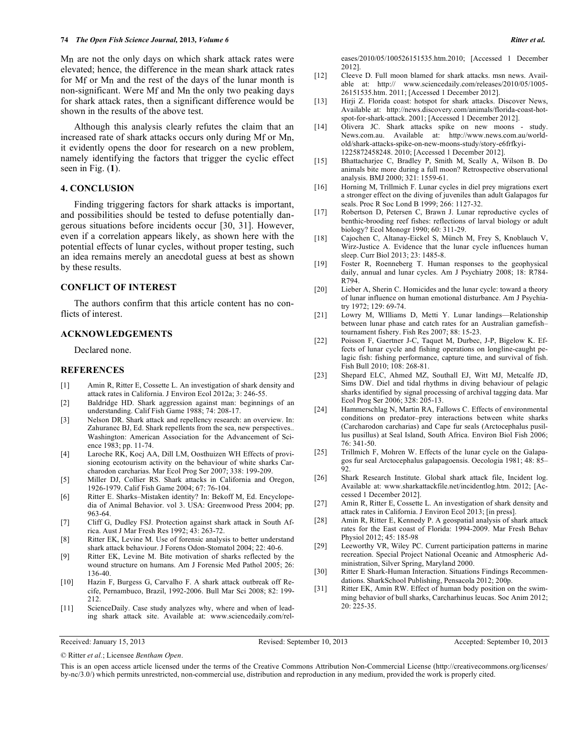Mn are not the only days on which shark attack rates were elevated; hence, the difference in the mean shark attack rates for Mf or Mn and the rest of the days of the lunar month is non-significant. Were Mf and Mn the only two peaking days for shark attack rates, then a significant difference would be shown in the results of the above test.

Although this analysis clearly refutes the claim that an increased rate of shark attacks occurs only during Mf or Mn, it evidently opens the door for research on a new problem, namely identifying the factors that trigger the cyclic effect seen in Fig. (**1**).

## 4. CONCLUSION

Finding triggering factors for shark attacks is important, and possibilities should be tested to defuse potentially dangerous situations before incidents occur [30, 31]. However, even if a correlation appears likely, as shown here with the potential effects of lunar cycles, without proper testing, such an idea remains merely an anecdotal guess at best as shown by these results.

## CONFLICT OF INTEREST

The authors confirm that this article content has no conflicts of interest.

## ACKNOWLEDGEMENTS

Declared none.

## REFERENCES

[1] Amin R, Ritter E, Cossette L. An investigation of shark density and attack rates in California. J Environ Ecol 2012a; 3: 246-55.

[2] Baldridge HD. Shark aggression against man: beginnings of an understanding. Calif Fish Game 1988; 74: 208-17.

[3] Nelson DR. Shark attack and repellency research: an overview. In: Zahuranec BJ, Ed. Shark repellents from the sea, new perspectives.. Washington: American Association for the Advancement of Science 1983; pp. 11-74.

[4] Laroche RK, Kocj AA, Dill LM, Oosthuizen WH Effects of provisioning ecotourism activity on the behaviour of white sharks Carcharodon carcharias. Mar Ecol Prog Ser 2007; 338: 199-209.

[5] Miller DJ, Collier RS. Shark attacks in California and Oregon, 1926-1979. Calif Fish Game 2004; 67: 76-104.

[6] Ritter E. Sharks–Mistaken identity? In: Bekoff M, Ed. Encyclopedia of Animal Behavior. vol 3. USA: Greenwood Press 2004; pp. 963-64.

[7] Cliff G, Dudley FSJ. Protection against shark attack in South Africa. Aust J Mar Fresh Res 1992; 43: 263-72.

[8] Ritter EK, Levine M. Use of forensic analysis to better understand shark attack behaviour. J Forens Odon-Stomatol 2004; 22: 40-6.

[9] Ritter EK, Levine M. Bite motivation of sharks reflected by the wound structure on humans. Am J Forensic Med Pathol 2005; 26: 136-40.

[10] Hazin F, Burgess G, Carvalho F. A shark attack outbreak off Recife, Pernambuco, Brazil, 1992-2006. Bull Mar Sci 2008; 82: 199-212.

[11] ScienceDaily. Case study analyzes why, where and when of leading shark attack site. Available at: www.sciencedaily.com/releases/2010/05/100526151535.htm.2010; [Accessed 1 December 2012].

[12] Cleeve D. Full moon blamed for shark attacks. msn news. Available at: http:// www.sciencedaily.com/releases/2010/05/1005-26151535.htm. 2011; [Accessed 1 December 2012].

[13] Hirji Z. Florida coast: hotspot for shark attacks. Discover News, Available at: http://news.discovery.com/animals/florida-coast-hot-spot-for-shark-attack. 2001; [Accessed 1 December 2012].

[14] Olivera JC. Shark attacks spike on new moons - study. News.com.au. Available at: http://www.news.com.au/world-old/shark-attacks-spike-on-new-moons-study/story-e6frfkyi-1225872458248. 2010; [Accessed 1 December 2012].

[15] Bhattacharjee C, Bradley P, Smith M, Scally A, Wilson B. Do animals bite more during a full moon? Retrospective observational analysis. BMJ 2000; 321: 1559-61.

[16] Horning M, Trillmich F. Lunar cycles in diel prey migrations exert a stronger effect on the diving of juveniles than adult Galapagos fur seals. Proc R Soc Lond B 1999; 266: 1127-32.

[17] Robertson D, Petersen C, Brawn J. Lunar reproductive cycles of benthic-brooding reef fishes: reflections of larval biology or adult biology? Ecol Monogr 1990; 60: 311-29.

[18] Cajochen C, Altanay-Eickel S, Münch M, Frey S, Knoblauch V, Wirz-Justice A. Evidence that the lunar cycle influences human sleep. Curr Biol 2013; 23: 1485-8.

[19] Foster R, Roenneberg T. Human responses to the geophysical daily, annual and lunar cycles. Am J Psychiatry 2008; 18: R784-R794.

[20] Lieber A, Sherin C. Homicides and the lunar cycle: toward a theory of lunar influence on human emotional disturbance. Am J Psychiatry 1972; 129: 69-74.

[21] Lowry M, WIlliams D, Metti Y. Lunar landings—Relationship between lunar phase and catch rates for an Australian gamefish–tournament fishery. Fish Res 2007; 88: 15-23.

[22] Poisson F, Gaertner J-C, Taquet M, Durbec, J-P, Bigelow K. Effects of lunar cycle and fishing operations on longline-caught pelagic fish: fishing performance, capture time, and survival of fish. Fish Bull 2010; 108: 268-81.

[23] Shepard ELC, Ahmed MZ, Southall EJ, Witt MJ, Metcalfe JD, Sims DW. Diel and tidal rhythms in diving behaviour of pelagic sharks identified by signal processing of archival tagging data. Mar Ecol Prog Ser 2006; 328: 205-13.

[24] Hammerschlag N, Martin RA, Fallows C. Effects of environmental conditions on predator–prey interactions between white sharks (Carcharodon carcharias) and Cape fur seals (Arctocephalus pusillus pusillus) at Seal Island, South Africa. Environ Biol Fish 2006; 76: 341-50.

[25] Trillmich F, Mohren W. Effects of the lunar cycle on the Galapagos fur seal Arctocephalus galapagoensis. Oecologia 1981; 48: 85–92.

[26] Shark Research Institute. Global shark attack file, Incident log. Available at: www.sharkattackfile.net/incidentlog.htm. 2012; [Accessed 1 December 2012].

[27] Amin R, Ritter E, Cossette L. An investigation of shark density and attack rates in California. J Environ Ecol 2013; [in press].

[28] Amin R, Ritter E, Kennedy P. A geospatial analysis of shark attack rates for the East coast of Florida: 1994-2009. Mar Fresh Behav Physiol 2012; 45: 185-98

[29] Leeworthy VR, Wiley PC. Current participation patterns in marine recreation. Special Project National Oceanic and Atmospheric Administration, Silver Spring, Maryland 2000.

[30] Ritter E Shark-Human Interaction. Situations Findings Recommendations. SharkSchool Publishing, Pensacola 2012; 200p.

[31] Ritter EK, Amin RW. Effect of human body position on the swimming behavior of bull sharks, Carcharhinus leucas. Soc Anim 2012; 20: 225-35.

Received: January 15, 2013 Revised: September 10, 2013 Accepted: September 10, 2013

© Ritter *et al.*; Licensee *Bentham Open*.

This is an open access article licensed under the terms of the Creative Commons Attribution Non-Commercial License (http://creativecommons.org/licenses/by-nc/3.0/) which permits unrestricted, non-commercial use, distribution and reproduction in any medium, provided the work is properly cited.